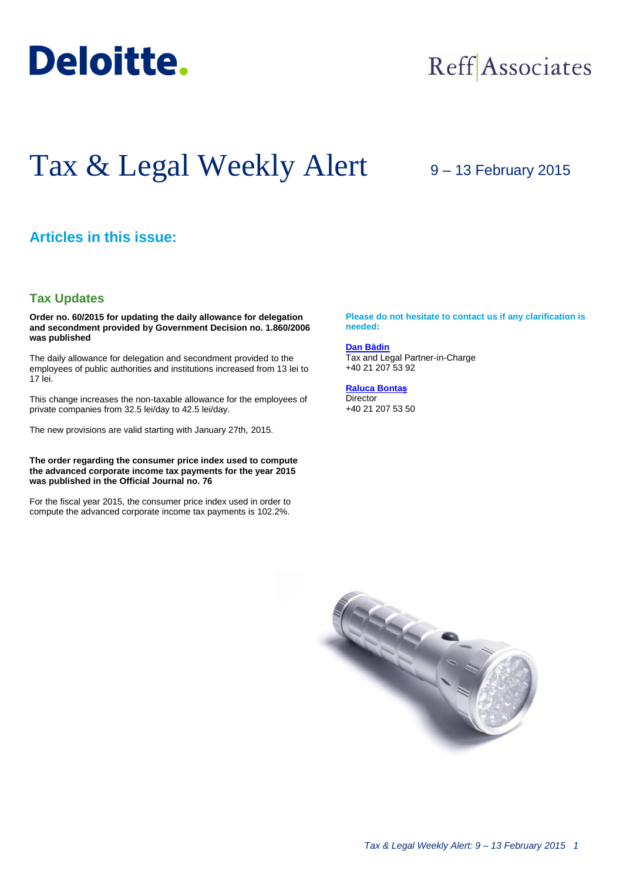Deloitte.

Reff Associates

# Tax & Legal Weekly Alert

9 – 13 February 2015

## Articles in this issue:

### Tax Updates

**Order no. 60/2015 for updating the daily allowance for delegation and secondment provided by Government Decision no. 1.860/2006 was published**

The daily allowance for delegation and secondment provided to the employees of public authorities and institutions increased from 13 lei to 17 lei.

This change increases the non-taxable allowance for the employees of private companies from 32.5 lei/day to 42.5 lei/day.

The new provisions are valid starting with January 27th, 2015.

**The order regarding the consumer price index used to compute the advanced corporate income tax payments for the year 2015 was published in the Official Journal no. 76**

For the fiscal year 2015, the consumer price index used in order to compute the advanced corporate income tax payments is 102.2%.

**Please do not hesitate to contact us if any clarification is needed:**

**Dan Bădin**
Tax and Legal Partner-in-Charge
+40 21 207 53 92

**Raluca Bontaş**
Director
+40 21 207 53 50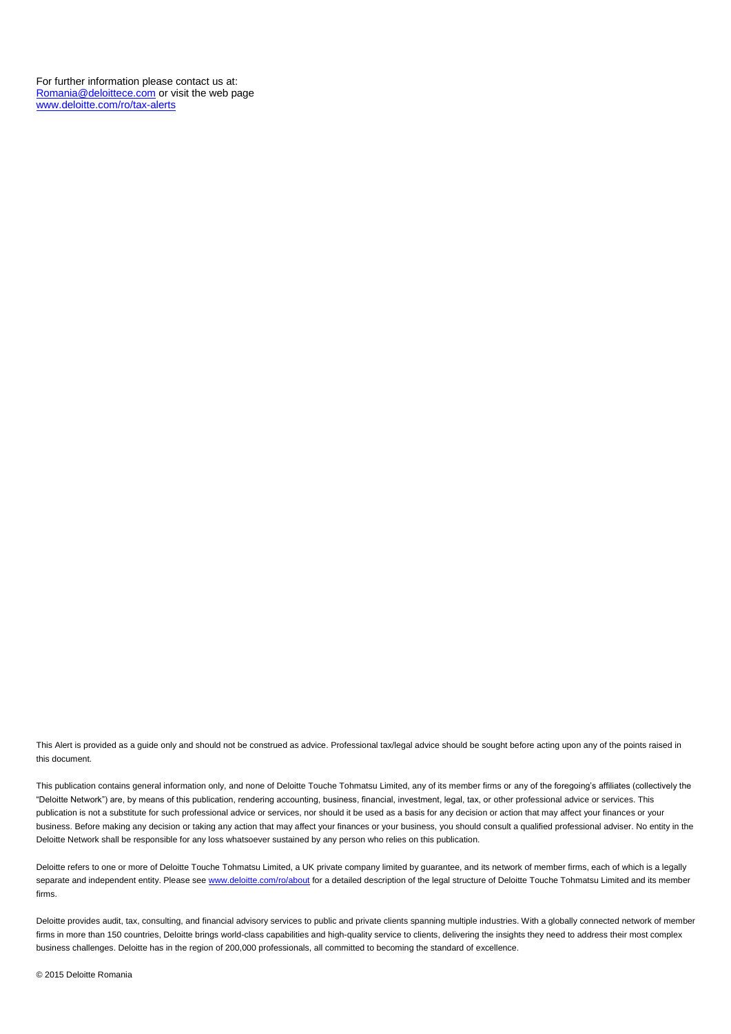For further information please contact us at:
Romania@deloittece.com or visit the web page
www.deloitte.com/ro/tax-alerts

This Alert is provided as a guide only and should not be construed as advice. Professional tax/legal advice should be sought before acting upon any of the points raised in this document.

This publication contains general information only, and none of Deloitte Touche Tohmatsu Limited, any of its member firms or any of the foregoing's affiliates (collectively the "Deloitte Network") are, by means of this publication, rendering accounting, business, financial, investment, legal, tax, or other professional advice or services. This publication is not a substitute for such professional advice or services, nor should it be used as a basis for any decision or action that may affect your finances or your business. Before making any decision or taking any action that may affect your finances or your business, you should consult a qualified professional adviser. No entity in the Deloitte Network shall be responsible for any loss whatsoever sustained by any person who relies on this publication.

Deloitte refers to one or more of Deloitte Touche Tohmatsu Limited, a UK private company limited by guarantee, and its network of member firms, each of which is a legally separate and independent entity. Please see www.deloitte.com/ro/about for a detailed description of the legal structure of Deloitte Touche Tohmatsu Limited and its member firms.

Deloitte provides audit, tax, consulting, and financial advisory services to public and private clients spanning multiple industries. With a globally connected network of member firms in more than 150 countries, Deloitte brings world-class capabilities and high-quality service to clients, delivering the insights they need to address their most complex business challenges. Deloitte has in the region of 200,000 professionals, all committed to becoming the standard of excellence.

© 2015 Deloitte Romania